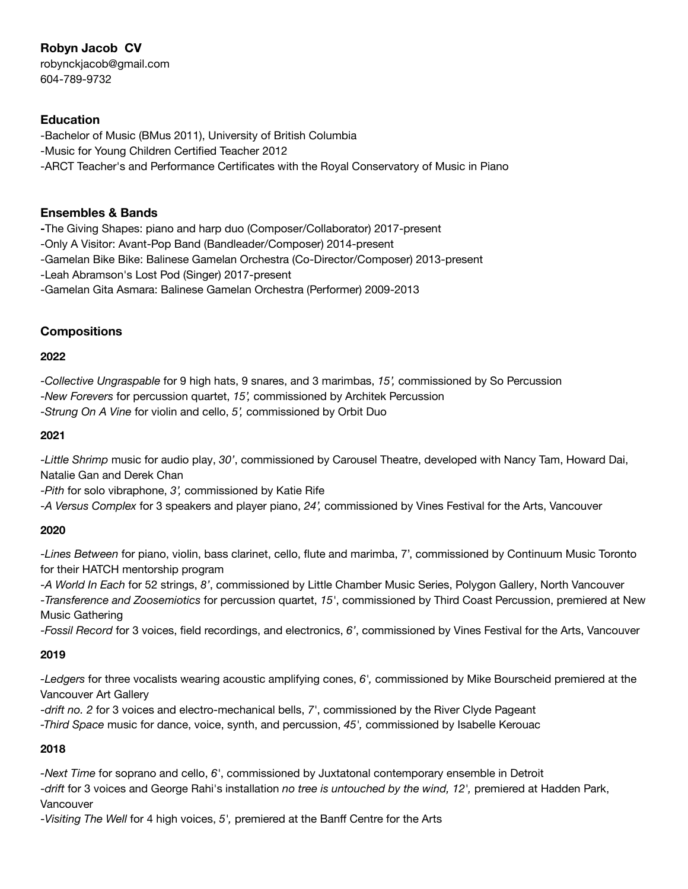**Robyn Jacob CV**

robynckjacob@gmail.com
604-789-9732

## Education

-Bachelor of Music (BMus 2011), University of British Columbia
-Music for Young Children Certified Teacher 2012
-ARCT Teacher's and Performance Certificates with the Royal Conservatory of Music in Piano

## Ensembles & Bands

-The Giving Shapes: piano and harp duo (Composer/Collaborator) 2017-present
-Only A Visitor: Avant-Pop Band (Bandleader/Composer) 2014-present
-Gamelan Bike Bike: Balinese Gamelan Orchestra (Co-Director/Composer) 2013-present
-Leah Abramson's Lost Pod (Singer) 2017-present
-Gamelan Gita Asmara: Balinese Gamelan Orchestra (Performer) 2009-2013

## Compositions

### 2022

-*Collective Ungraspable* for 9 high hats, 9 snares, and 3 marimbas, *15',* commissioned by So Percussion
-*New Forevers* for percussion quartet, *15',* commissioned by Architek Percussion
-*Strung On A Vine* for violin and cello, *5',* commissioned by Orbit Duo

### 2021

-*Little Shrimp* music for audio play, *30'*, commissioned by Carousel Theatre, developed with Nancy Tam, Howard Dai, Natalie Gan and Derek Chan
-*Pith* for solo vibraphone, *3',* commissioned by Katie Rife
-*A Versus Complex* for 3 speakers and player piano, *24',* commissioned by Vines Festival for the Arts, Vancouver

### 2020

-*Lines Between* for piano, violin, bass clarinet, cello, flute and marimba, *7'*, commissioned by Continuum Music Toronto for their HATCH mentorship program
-*A World In Each* for 52 strings, *8'*, commissioned by Little Chamber Music Series, Polygon Gallery, North Vancouver
-*Transference and Zoosemiotics* for percussion quartet, *15'*, commissioned by Third Coast Percussion, premiered at New Music Gathering
-*Fossil Record* for 3 voices, field recordings, and electronics, *6'*, commissioned by Vines Festival for the Arts, Vancouver

### 2019

-*Ledgers* for three vocalists wearing acoustic amplifying cones, *6',* commissioned by Mike Bourscheid premiered at the Vancouver Art Gallery
-*drift no. 2* for 3 voices and electro-mechanical bells, *7'*, commissioned by the River Clyde Pageant
-*Third Space* music for dance, voice, synth, and percussion, *45',* commissioned by Isabelle Kerouac

### 2018

-*Next Time* for soprano and cello, *6'*, commissioned by Juxtatonal contemporary ensemble in Detroit
-*drift* for 3 voices and George Rahi's installation *no tree is untouched by the wind, 12',* premiered at Hadden Park, Vancouver
-*Visiting The Well* for 4 high voices, *5',* premiered at the Banff Centre for the Arts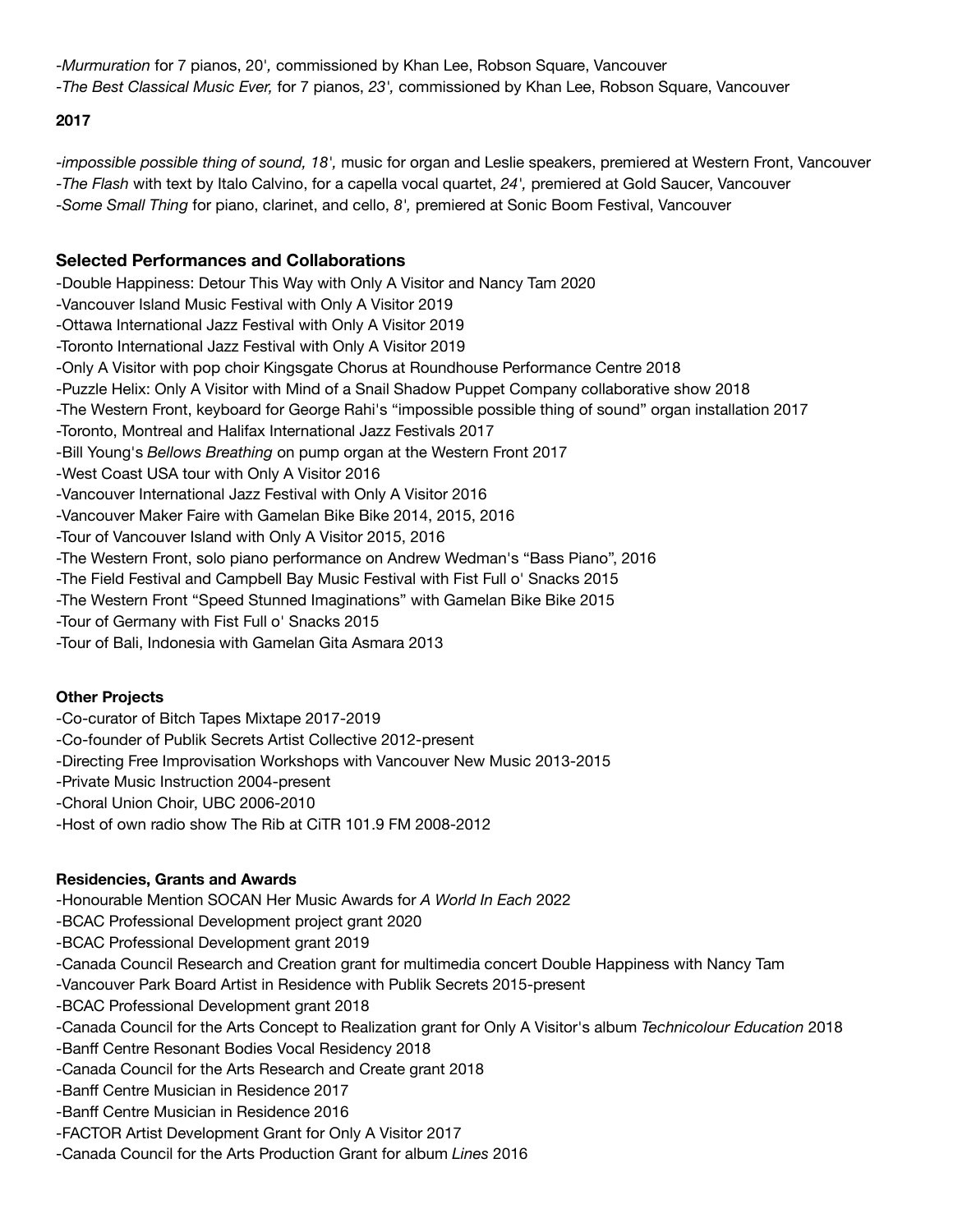-*Murmuration* for 7 pianos, 20'*,* commissioned by Khan Lee, Robson Square, Vancouver
-*The Best Classical Music Ever,* for 7 pianos, *23',* commissioned by Khan Lee, Robson Square, Vancouver

**2017**

-*impossible possible thing of sound, 18',* music for organ and Leslie speakers, premiered at Western Front, Vancouver
-*The Flash* with text by Italo Calvino, for a capella vocal quartet, *24',* premiered at Gold Saucer, Vancouver
-*Some Small Thing* for piano, clarinet, and cello, *8',* premiered at Sonic Boom Festival, Vancouver

### Selected Performances and Collaborations

-Double Happiness: Detour This Way with Only A Visitor and Nancy Tam 2020
-Vancouver Island Music Festival with Only A Visitor 2019
-Ottawa International Jazz Festival with Only A Visitor 2019
-Toronto International Jazz Festival with Only A Visitor 2019
-Only A Visitor with pop choir Kingsgate Chorus at Roundhouse Performance Centre 2018
-Puzzle Helix: Only A Visitor with Mind of a Snail Shadow Puppet Company collaborative show 2018
-The Western Front, keyboard for George Rahi's "impossible possible thing of sound" organ installation 2017
-Toronto, Montreal and Halifax International Jazz Festivals 2017
-Bill Young's *Bellows Breathing* on pump organ at the Western Front 2017
-West Coast USA tour with Only A Visitor 2016
-Vancouver International Jazz Festival with Only A Visitor 2016
-Vancouver Maker Faire with Gamelan Bike Bike 2014, 2015, 2016
-Tour of Vancouver Island with Only A Visitor 2015, 2016
-The Western Front, solo piano performance on Andrew Wedman's "Bass Piano", 2016
-The Field Festival and Campbell Bay Music Festival with Fist Full o' Snacks 2015
-The Western Front "Speed Stunned Imaginations" with Gamelan Bike Bike 2015
-Tour of Germany with Fist Full o' Snacks 2015
-Tour of Bali, Indonesia with Gamelan Gita Asmara 2013

### Other Projects

-Co-curator of Bitch Tapes Mixtape 2017-2019
-Co-founder of Publik Secrets Artist Collective 2012-present
-Directing Free Improvisation Workshops with Vancouver New Music 2013-2015
-Private Music Instruction 2004-present
-Choral Union Choir, UBC 2006-2010
-Host of own radio show The Rib at CiTR 101.9 FM 2008-2012

### Residencies, Grants and Awards

-Honourable Mention SOCAN Her Music Awards for *A World In Each* 2022
-BCAC Professional Development project grant 2020
-BCAC Professional Development grant 2019
-Canada Council Research and Creation grant for multimedia concert Double Happiness with Nancy Tam
-Vancouver Park Board Artist in Residence with Publik Secrets 2015-present
-BCAC Professional Development grant 2018
-Canada Council for the Arts Concept to Realization grant for Only A Visitor's album *Technicolour Education* 2018
-Banff Centre Resonant Bodies Vocal Residency 2018
-Canada Council for the Arts Research and Create grant 2018
-Banff Centre Musician in Residence 2017
-Banff Centre Musician in Residence 2016
-FACTOR Artist Development Grant for Only A Visitor 2017
-Canada Council for the Arts Production Grant for album *Lines* 2016